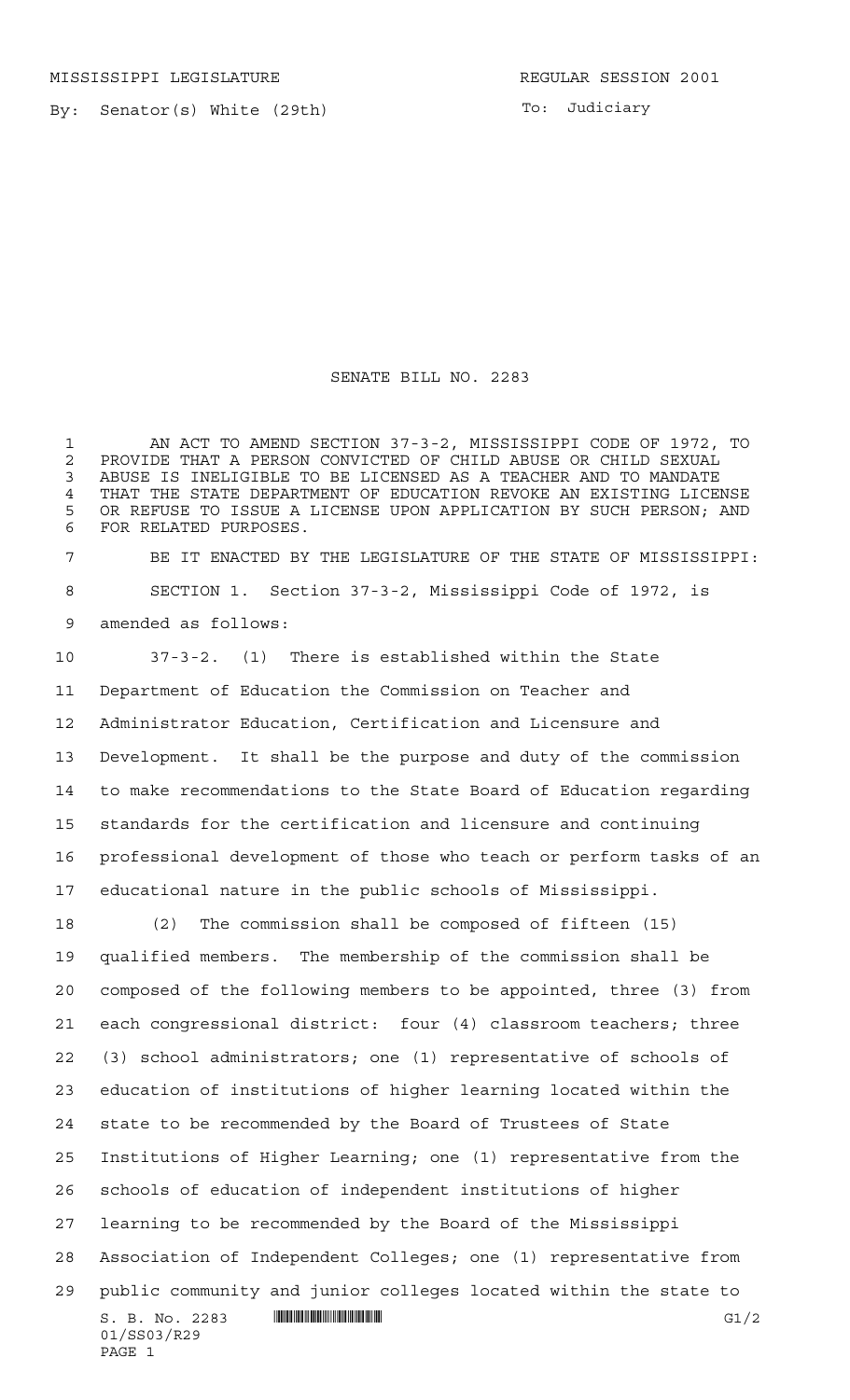MISSISSIPPI LEGISLATURE REGULAR SESSION 2001

By: Senator(s) White (29th)

To: Judiciary

# SENATE BILL NO. 2283

AN ACT TO AMEND SECTION 37-3-2, MISSISSIPPI CODE OF 1972, TO PROVIDE THAT A PERSON CONVICTED OF CHILD ABUSE OR CHILD SEXUAL ABUSE IS INELIGIBLE TO BE LICENSED AS A TEACHER AND TO MANDATE THAT THE STATE DEPARTMENT OF EDUCATION REVOKE AN EXISTING LICENSE OR REFUSE TO ISSUE A LICENSE UPON APPLICATION BY SUCH PERSON; AND FOR RELATED PURPOSES.

BE IT ENACTED BY THE LEGISLATURE OF THE STATE OF MISSISSIPPI:

SECTION 1. Section 37-3-2, Mississippi Code of 1972, is amended as follows:

37-3-2. (1) There is established within the State Department of Education the Commission on Teacher and Administrator Education, Certification and Licensure and Development. It shall be the purpose and duty of the commission to make recommendations to the State Board of Education regarding standards for the certification and licensure and continuing professional development of those who teach or perform tasks of an educational nature in the public schools of Mississippi.

(2) The commission shall be composed of fifteen (15) qualified members. The membership of the commission shall be composed of the following members to be appointed, three (3) from each congressional district: four (4) classroom teachers; three (3) school administrators; one (1) representative of schools of education of institutions of higher learning located within the state to be recommended by the Board of Trustees of State Institutions of Higher Learning; one (1) representative from the schools of education of independent institutions of higher learning to be recommended by the Board of the Mississippi Association of Independent Colleges; one (1) representative from public community and junior colleges located within the state to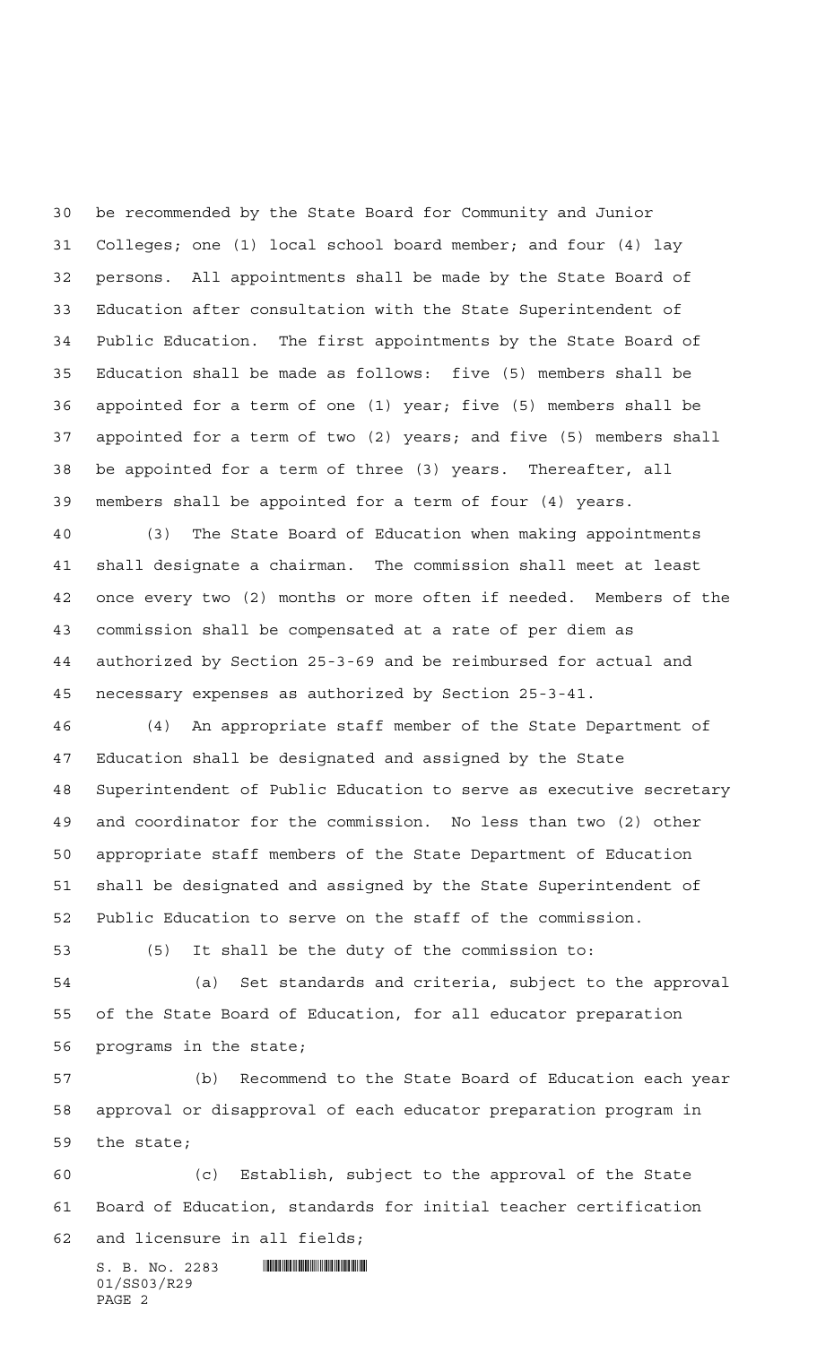be recommended by the State Board for Community and Junior Colleges; one (1) local school board member; and four (4) lay persons. All appointments shall be made by the State Board of Education after consultation with the State Superintendent of Public Education. The first appointments by the State Board of Education shall be made as follows: five (5) members shall be appointed for a term of one (1) year; five (5) members shall be appointed for a term of two (2) years; and five (5) members shall be appointed for a term of three (3) years. Thereafter, all members shall be appointed for a term of four (4) years.

(3) The State Board of Education when making appointments shall designate a chairman. The commission shall meet at least once every two (2) months or more often if needed. Members of the commission shall be compensated at a rate of per diem as authorized by Section 25-3-69 and be reimbursed for actual and necessary expenses as authorized by Section 25-3-41.

(4) An appropriate staff member of the State Department of Education shall be designated and assigned by the State Superintendent of Public Education to serve as executive secretary and coordinator for the commission. No less than two (2) other appropriate staff members of the State Department of Education shall be designated and assigned by the State Superintendent of Public Education to serve on the staff of the commission.

(5) It shall be the duty of the commission to:

(a) Set standards and criteria, subject to the approval of the State Board of Education, for all educator preparation programs in the state;

(b) Recommend to the State Board of Education each year approval or disapproval of each educator preparation program in the state;

(c) Establish, subject to the approval of the State Board of Education, standards for initial teacher certification and licensure in all fields;

S. B. No. 2283
01/SS03/R29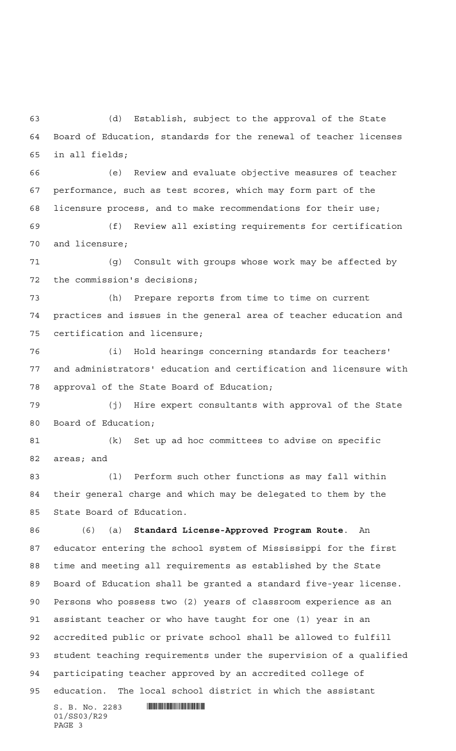(d) Establish, subject to the approval of the State Board of Education, standards for the renewal of teacher licenses in all fields;

(e) Review and evaluate objective measures of teacher performance, such as test scores, which may form part of the licensure process, and to make recommendations for their use;

(f) Review all existing requirements for certification and licensure;

(g) Consult with groups whose work may be affected by the commission's decisions;

(h) Prepare reports from time to time on current practices and issues in the general area of teacher education and certification and licensure;

(i) Hold hearings concerning standards for teachers' and administrators' education and certification and licensure with approval of the State Board of Education;

(j) Hire expert consultants with approval of the State Board of Education;

(k) Set up ad hoc committees to advise on specific areas; and

(l) Perform such other functions as may fall within their general charge and which may be delegated to them by the State Board of Education.

(6) (a) **Standard License-Approved Program Route.** An educator entering the school system of Mississippi for the first time and meeting all requirements as established by the State Board of Education shall be granted a standard five-year license. Persons who possess two (2) years of classroom experience as an assistant teacher or who have taught for one (1) year in an accredited public or private school shall be allowed to fulfill student teaching requirements under the supervision of a qualified participating teacher approved by an accredited college of education. The local school district in which the assistant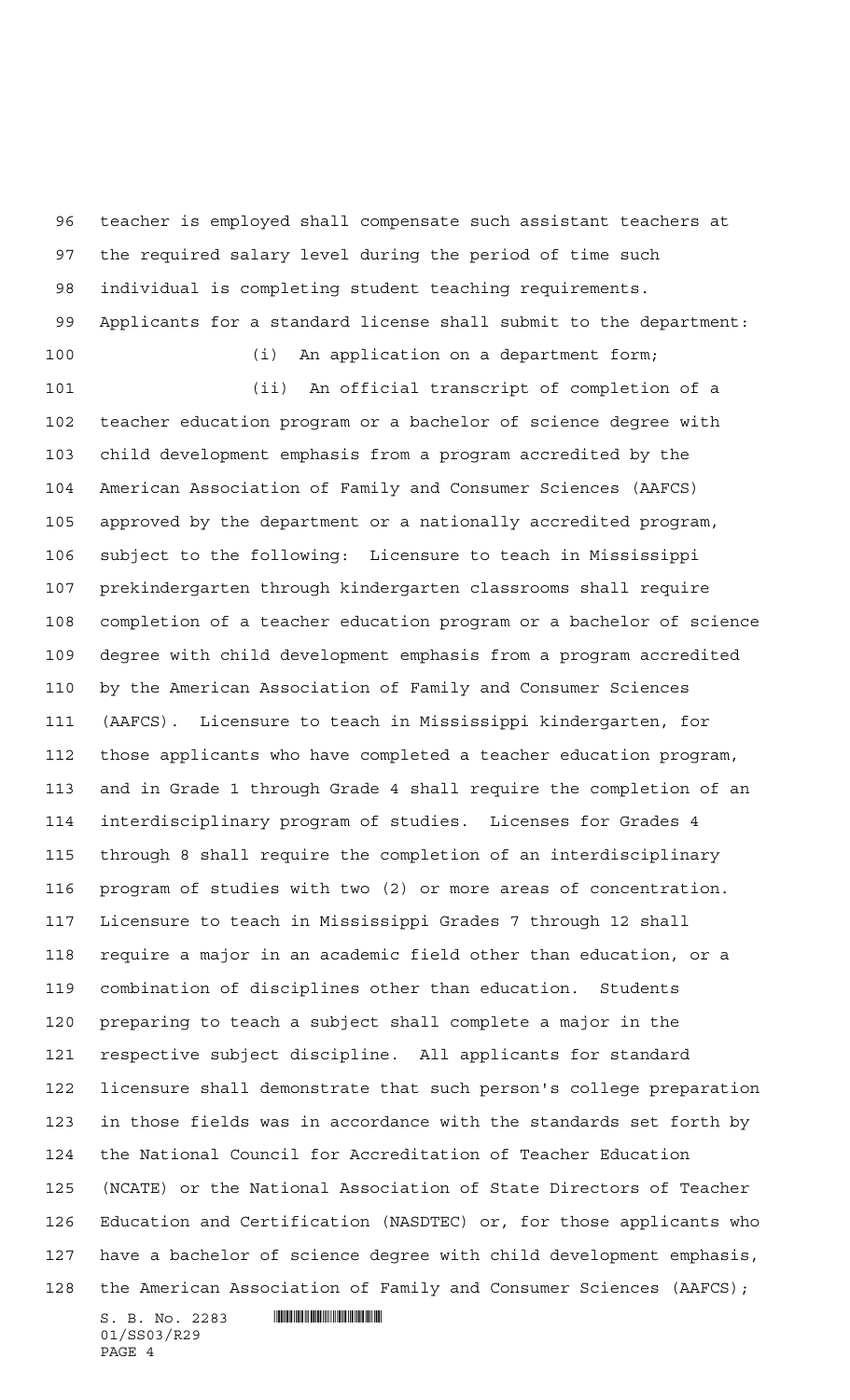teacher is employed shall compensate such assistant teachers at the required salary level during the period of time such individual is completing student teaching requirements. Applicants for a standard license shall submit to the department:

(i) An application on a department form;

(ii) An official transcript of completion of a teacher education program or a bachelor of science degree with child development emphasis from a program accredited by the American Association of Family and Consumer Sciences (AAFCS) approved by the department or a nationally accredited program, subject to the following: Licensure to teach in Mississippi prekindergarten through kindergarten classrooms shall require completion of a teacher education program or a bachelor of science degree with child development emphasis from a program accredited by the American Association of Family and Consumer Sciences (AAFCS). Licensure to teach in Mississippi kindergarten, for those applicants who have completed a teacher education program, and in Grade 1 through Grade 4 shall require the completion of an interdisciplinary program of studies. Licenses for Grades 4 through 8 shall require the completion of an interdisciplinary program of studies with two (2) or more areas of concentration. Licensure to teach in Mississippi Grades 7 through 12 shall require a major in an academic field other than education, or a combination of disciplines other than education. Students preparing to teach a subject shall complete a major in the respective subject discipline. All applicants for standard licensure shall demonstrate that such person's college preparation in those fields was in accordance with the standards set forth by the National Council for Accreditation of Teacher Education (NCATE) or the National Association of State Directors of Teacher Education and Certification (NASDTEC) or, for those applicants who have a bachelor of science degree with child development emphasis, the American Association of Family and Consumer Sciences (AAFCS);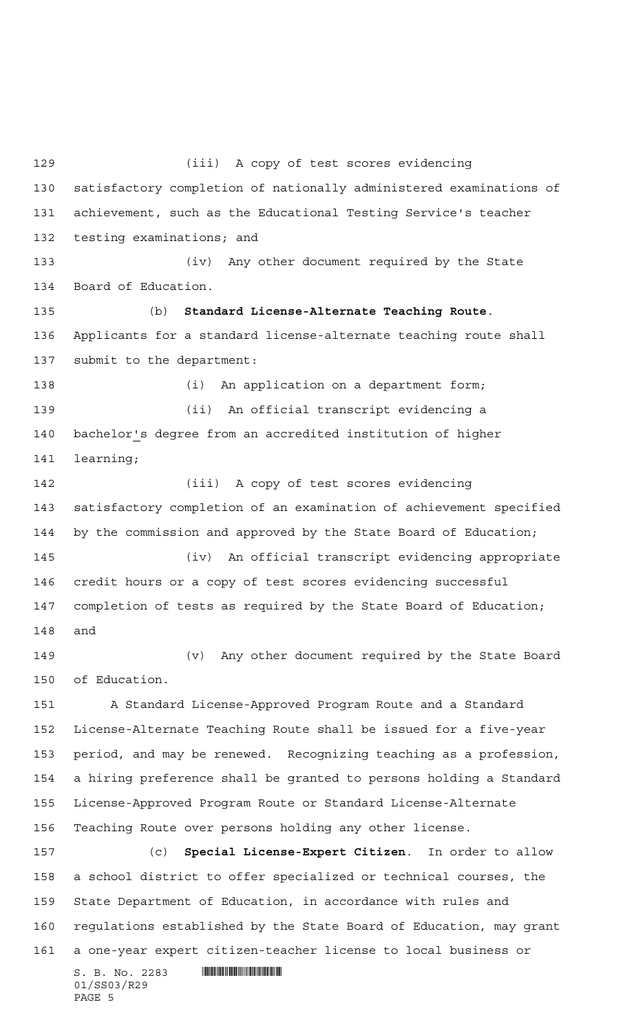(iii) A copy of test scores evidencing satisfactory completion of nationally administered examinations of achievement, such as the Educational Testing Service's teacher testing examinations; and

(iv) Any other document required by the State Board of Education.

(b) **Standard License-Alternate Teaching Route**. Applicants for a standard license-alternate teaching route shall submit to the department:

(i) An application on a department form;

(ii) An official transcript evidencing a bachelor's degree from an accredited institution of higher learning;

(iii) A copy of test scores evidencing satisfactory completion of an examination of achievement specified by the commission and approved by the State Board of Education;

(iv) An official transcript evidencing appropriate credit hours or a copy of test scores evidencing successful completion of tests as required by the State Board of Education; and

(v) Any other document required by the State Board of Education.

A Standard License-Approved Program Route and a Standard License-Alternate Teaching Route shall be issued for a five-year period, and may be renewed. Recognizing teaching as a profession, a hiring preference shall be granted to persons holding a Standard License-Approved Program Route or Standard License-Alternate Teaching Route over persons holding any other license.

(c) **Special License-Expert Citizen**. In order to allow a school district to offer specialized or technical courses, the State Department of Education, in accordance with rules and regulations established by the State Board of Education, may grant a one-year expert citizen-teacher license to local business or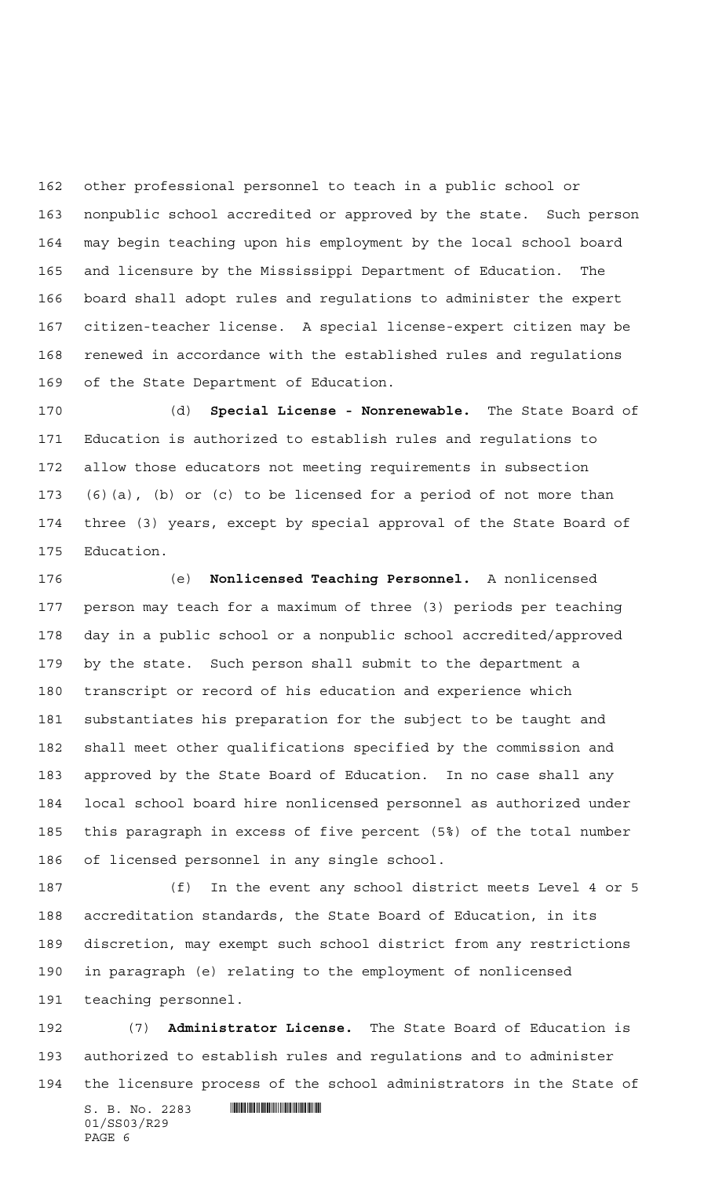other professional personnel to teach in a public school or nonpublic school accredited or approved by the state. Such person may begin teaching upon his employment by the local school board and licensure by the Mississippi Department of Education. The board shall adopt rules and regulations to administer the expert citizen-teacher license. A special license-expert citizen may be renewed in accordance with the established rules and regulations of the State Department of Education.

(d) **Special License - Nonrenewable.** The State Board of Education is authorized to establish rules and regulations to allow those educators not meeting requirements in subsection (6)(a), (b) or (c) to be licensed for a period of not more than three (3) years, except by special approval of the State Board of Education.

(e) **Nonlicensed Teaching Personnel.** A nonlicensed person may teach for a maximum of three (3) periods per teaching day in a public school or a nonpublic school accredited/approved by the state. Such person shall submit to the department a transcript or record of his education and experience which substantiates his preparation for the subject to be taught and shall meet other qualifications specified by the commission and approved by the State Board of Education. In no case shall any local school board hire nonlicensed personnel as authorized under this paragraph in excess of five percent (5%) of the total number of licensed personnel in any single school.

(f) In the event any school district meets Level 4 or 5 accreditation standards, the State Board of Education, in its discretion, may exempt such school district from any restrictions in paragraph (e) relating to the employment of nonlicensed teaching personnel.

(7) **Administrator License.** The State Board of Education is authorized to establish rules and regulations and to administer the licensure process of the school administrators in the State of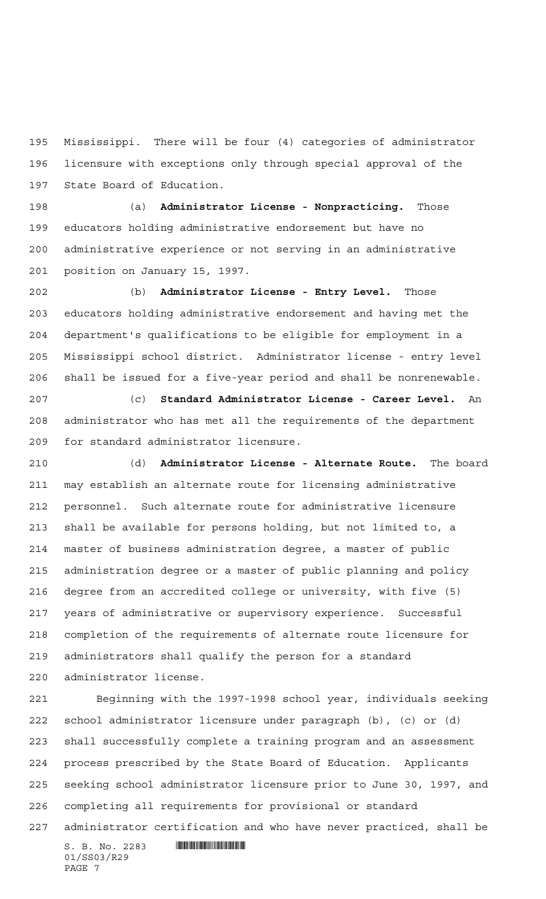Mississippi. There will be four (4) categories of administrator licensure with exceptions only through special approval of the State Board of Education.

(a) **Administrator License - Nonpracticing.** Those educators holding administrative endorsement but have no administrative experience or not serving in an administrative position on January 15, 1997.

(b) **Administrator License - Entry Level.** Those educators holding administrative endorsement and having met the department's qualifications to be eligible for employment in a Mississippi school district. Administrator license - entry level shall be issued for a five-year period and shall be nonrenewable.

(c) **Standard Administrator License - Career Level.** An administrator who has met all the requirements of the department for standard administrator licensure.

(d) **Administrator License - Alternate Route.** The board may establish an alternate route for licensing administrative personnel. Such alternate route for administrative licensure shall be available for persons holding, but not limited to, a master of business administration degree, a master of public administration degree or a master of public planning and policy degree from an accredited college or university, with five (5) years of administrative or supervisory experience. Successful completion of the requirements of alternate route licensure for administrators shall qualify the person for a standard administrator license.

Beginning with the 1997-1998 school year, individuals seeking school administrator licensure under paragraph (b), (c) or (d) shall successfully complete a training program and an assessment process prescribed by the State Board of Education. Applicants seeking school administrator licensure prior to June 30, 1997, and completing all requirements for provisional or standard administrator certification and who have never practiced, shall be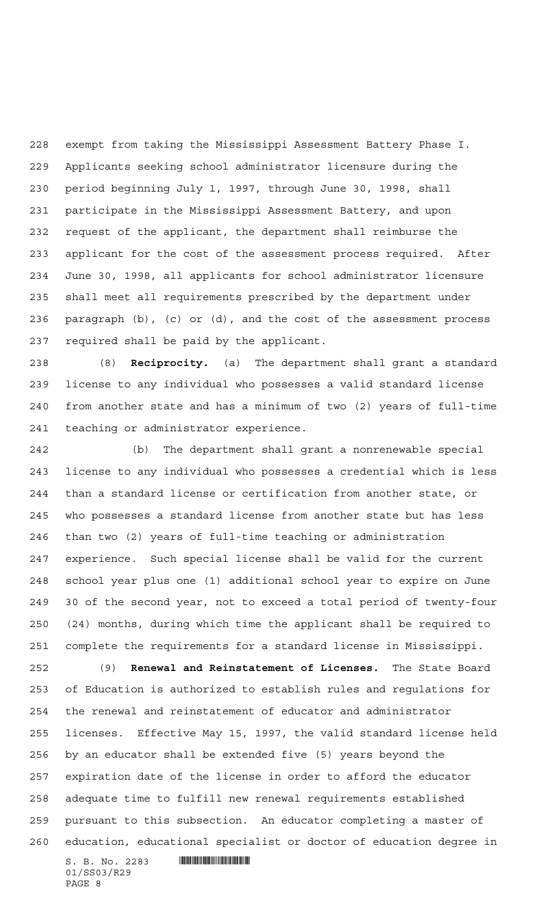exempt from taking the Mississippi Assessment Battery Phase I. Applicants seeking school administrator licensure during the period beginning July 1, 1997, through June 30, 1998, shall participate in the Mississippi Assessment Battery, and upon request of the applicant, the department shall reimburse the applicant for the cost of the assessment process required. After June 30, 1998, all applicants for school administrator licensure shall meet all requirements prescribed by the department under paragraph (b), (c) or (d), and the cost of the assessment process required shall be paid by the applicant.

(8) **Reciprocity.** (a) The department shall grant a standard license to any individual who possesses a valid standard license from another state and has a minimum of two (2) years of full-time teaching or administrator experience.

(b) The department shall grant a nonrenewable special license to any individual who possesses a credential which is less than a standard license or certification from another state, or who possesses a standard license from another state but has less than two (2) years of full-time teaching or administration experience. Such special license shall be valid for the current school year plus one (1) additional school year to expire on June 30 of the second year, not to exceed a total period of twenty-four (24) months, during which time the applicant shall be required to complete the requirements for a standard license in Mississippi.

(9) **Renewal and Reinstatement of Licenses.** The State Board of Education is authorized to establish rules and regulations for the renewal and reinstatement of educator and administrator licenses. Effective May 15, 1997, the valid standard license held by an educator shall be extended five (5) years beyond the expiration date of the license in order to afford the educator adequate time to fulfill new renewal requirements established pursuant to this subsection. An educator completing a master of education, educational specialist or doctor of education degree in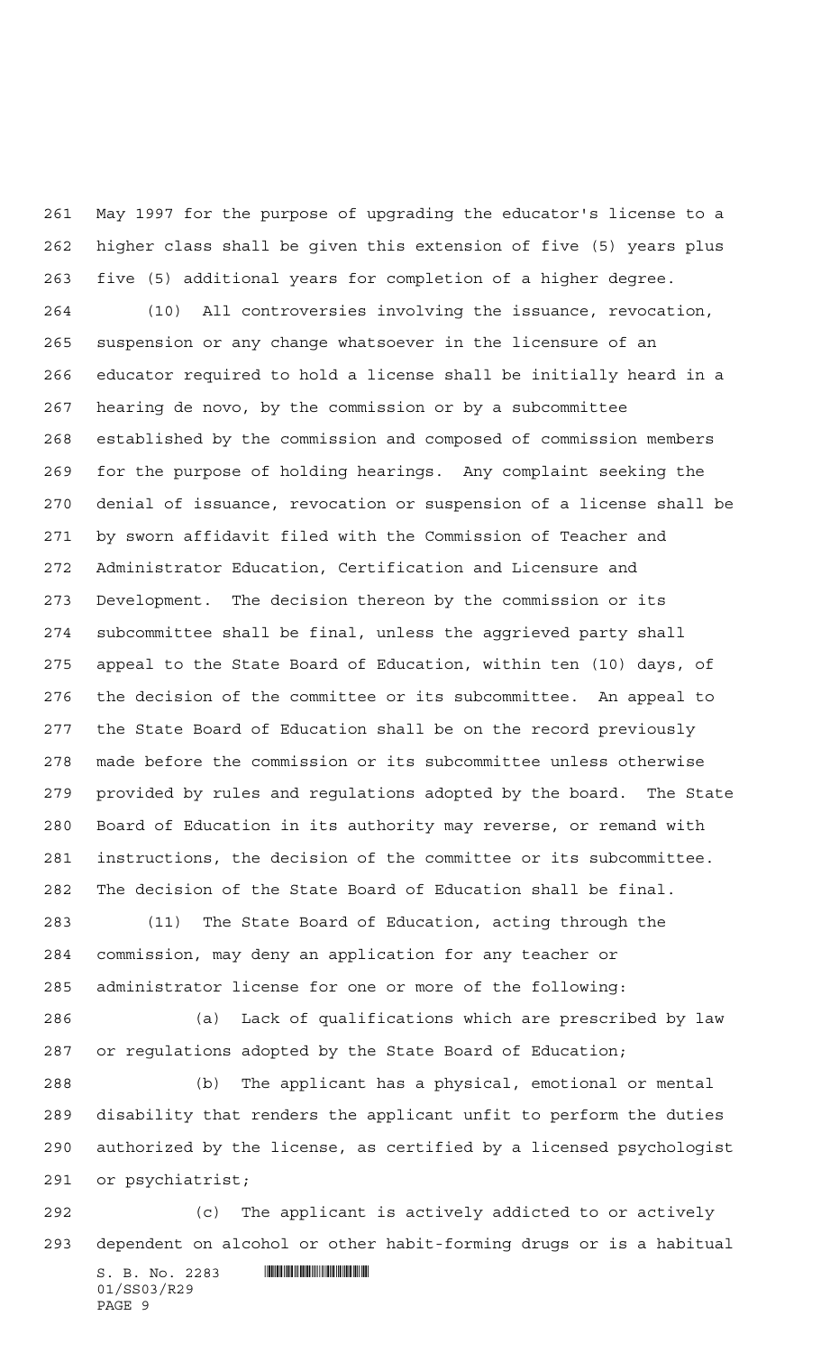May 1997 for the purpose of upgrading the educator's license to a higher class shall be given this extension of five (5) years plus five (5) additional years for completion of a higher degree.

(10) All controversies involving the issuance, revocation, suspension or any change whatsoever in the licensure of an educator required to hold a license shall be initially heard in a hearing de novo, by the commission or by a subcommittee established by the commission and composed of commission members for the purpose of holding hearings. Any complaint seeking the denial of issuance, revocation or suspension of a license shall be by sworn affidavit filed with the Commission of Teacher and Administrator Education, Certification and Licensure and Development. The decision thereon by the commission or its subcommittee shall be final, unless the aggrieved party shall appeal to the State Board of Education, within ten (10) days, of the decision of the committee or its subcommittee. An appeal to the State Board of Education shall be on the record previously made before the commission or its subcommittee unless otherwise provided by rules and regulations adopted by the board. The State Board of Education in its authority may reverse, or remand with instructions, the decision of the committee or its subcommittee. The decision of the State Board of Education shall be final.

(11) The State Board of Education, acting through the commission, may deny an application for any teacher or administrator license for one or more of the following:

(a) Lack of qualifications which are prescribed by law or regulations adopted by the State Board of Education;

(b) The applicant has a physical, emotional or mental disability that renders the applicant unfit to perform the duties authorized by the license, as certified by a licensed psychologist or psychiatrist;

(c) The applicant is actively addicted to or actively dependent on alcohol or other habit-forming drugs or is a habitual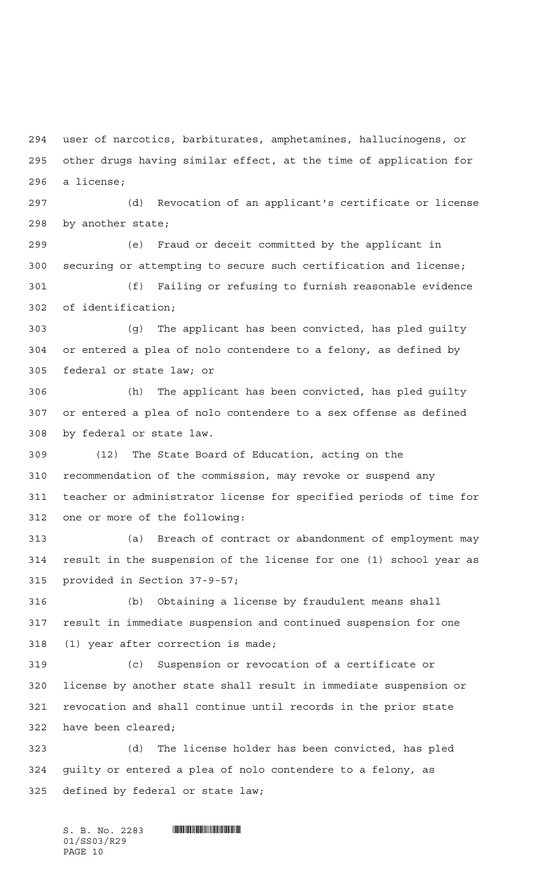user of narcotics, barbiturates, amphetamines, hallucinogens, or other drugs having similar effect, at the time of application for a license;

(d) Revocation of an applicant's certificate or license by another state;

(e) Fraud or deceit committed by the applicant in securing or attempting to secure such certification and license;

(f) Failing or refusing to furnish reasonable evidence of identification;

(g) The applicant has been convicted, has pled guilty or entered a plea of nolo contendere to a felony, as defined by federal or state law; or

(h) The applicant has been convicted, has pled guilty or entered a plea of nolo contendere to a sex offense as defined by federal or state law.

(12) The State Board of Education, acting on the recommendation of the commission, may revoke or suspend any teacher or administrator license for specified periods of time for one or more of the following:

(a) Breach of contract or abandonment of employment may result in the suspension of the license for one (1) school year as provided in Section 37-9-57;

(b) Obtaining a license by fraudulent means shall result in immediate suspension and continued suspension for one (1) year after correction is made;

(c) Suspension or revocation of a certificate or license by another state shall result in immediate suspension or revocation and shall continue until records in the prior state have been cleared;

(d) The license holder has been convicted, has pled guilty or entered a plea of nolo contendere to a felony, as defined by federal or state law;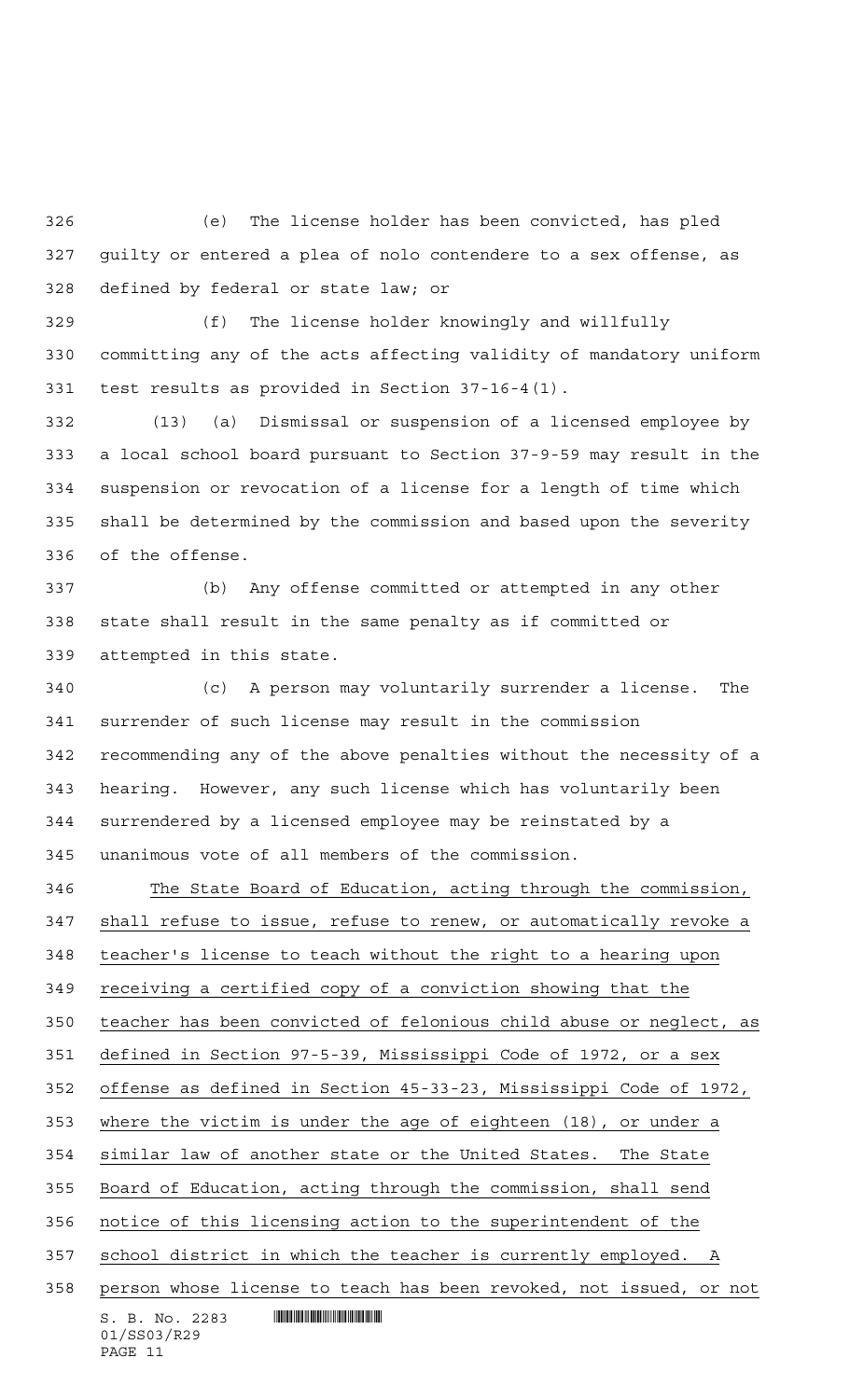(e) The license holder has been convicted, has pled guilty or entered a plea of nolo contendere to a sex offense, as defined by federal or state law; or

(f) The license holder knowingly and willfully committing any of the acts affecting validity of mandatory uniform test results as provided in Section 37-16-4(1).

(13) (a) Dismissal or suspension of a licensed employee by a local school board pursuant to Section 37-9-59 may result in the suspension or revocation of a license for a length of time which shall be determined by the commission and based upon the severity of the offense.

(b) Any offense committed or attempted in any other state shall result in the same penalty as if committed or attempted in this state.

(c) A person may voluntarily surrender a license. The surrender of such license may result in the commission recommending any of the above penalties without the necessity of a hearing. However, any such license which has voluntarily been surrendered by a licensed employee may be reinstated by a unanimous vote of all members of the commission.

The State Board of Education, acting through the commission, shall refuse to issue, refuse to renew, or automatically revoke a teacher's license to teach without the right to a hearing upon receiving a certified copy of a conviction showing that the teacher has been convicted of felonious child abuse or neglect, as defined in Section 97-5-39, Mississippi Code of 1972, or a sex offense as defined in Section 45-33-23, Mississippi Code of 1972, where the victim is under the age of eighteen (18), or under a similar law of another state or the United States. The State Board of Education, acting through the commission, shall send notice of this licensing action to the superintendent of the school district in which the teacher is currently employed. A person whose license to teach has been revoked, not issued, or not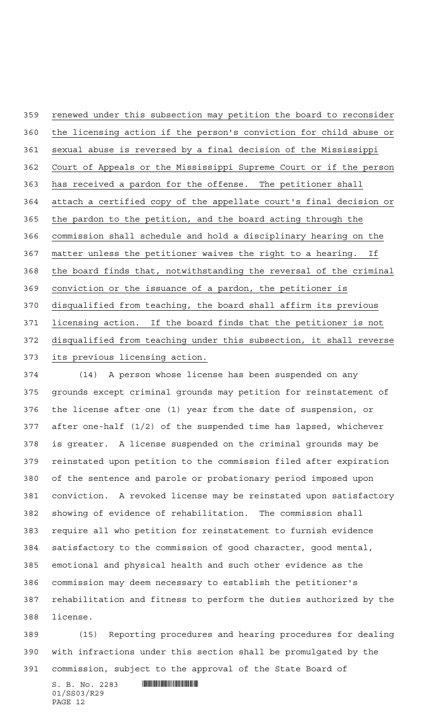renewed under this subsection may petition the board to reconsider the licensing action if the person's conviction for child abuse or sexual abuse is reversed by a final decision of the Mississippi Court of Appeals or the Mississippi Supreme Court or if the person has received a pardon for the offense. The petitioner shall attach a certified copy of the appellate court's final decision or the pardon to the petition, and the board acting through the commission shall schedule and hold a disciplinary hearing on the matter unless the petitioner waives the right to a hearing. If the board finds that, notwithstanding the reversal of the criminal conviction or the issuance of a pardon, the petitioner is disqualified from teaching, the board shall affirm its previous licensing action. If the board finds that the petitioner is not disqualified from teaching under this subsection, it shall reverse its previous licensing action.

(14) A person whose license has been suspended on any grounds except criminal grounds may petition for reinstatement of the license after one (1) year from the date of suspension, or after one-half (1/2) of the suspended time has lapsed, whichever is greater. A license suspended on the criminal grounds may be reinstated upon petition to the commission filed after expiration of the sentence and parole or probationary period imposed upon conviction. A revoked license may be reinstated upon satisfactory showing of evidence of rehabilitation. The commission shall require all who petition for reinstatement to furnish evidence satisfactory to the commission of good character, good mental, emotional and physical health and such other evidence as the commission may deem necessary to establish the petitioner's rehabilitation and fitness to perform the duties authorized by the license.

(15) Reporting procedures and hearing procedures for dealing with infractions under this section shall be promulgated by the commission, subject to the approval of the State Board of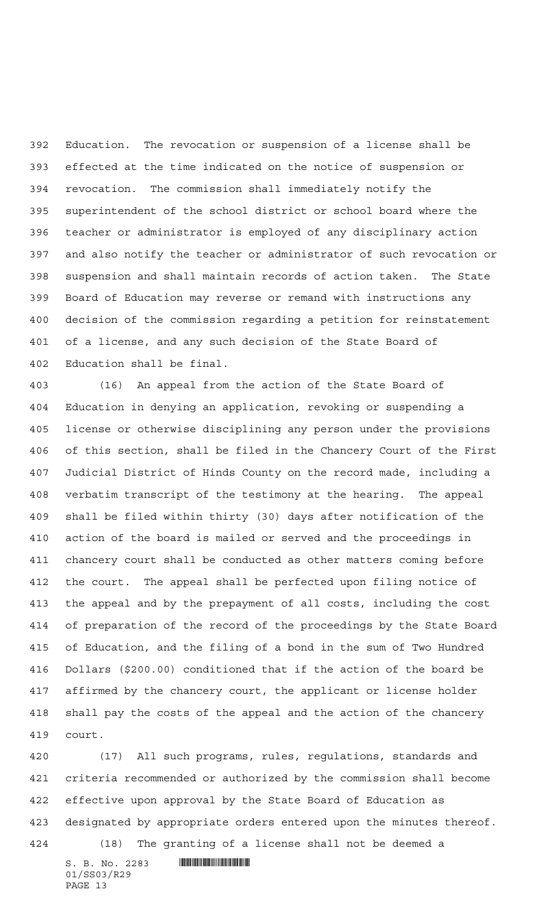Education. The revocation or suspension of a license shall be effected at the time indicated on the notice of suspension or revocation. The commission shall immediately notify the superintendent of the school district or school board where the teacher or administrator is employed of any disciplinary action and also notify the teacher or administrator of such revocation or suspension and shall maintain records of action taken. The State Board of Education may reverse or remand with instructions any decision of the commission regarding a petition for reinstatement of a license, and any such decision of the State Board of Education shall be final.

(16) An appeal from the action of the State Board of Education in denying an application, revoking or suspending a license or otherwise disciplining any person under the provisions of this section, shall be filed in the Chancery Court of the First Judicial District of Hinds County on the record made, including a verbatim transcript of the testimony at the hearing. The appeal shall be filed within thirty (30) days after notification of the action of the board is mailed or served and the proceedings in chancery court shall be conducted as other matters coming before the court. The appeal shall be perfected upon filing notice of the appeal and by the prepayment of all costs, including the cost of preparation of the record of the proceedings by the State Board of Education, and the filing of a bond in the sum of Two Hundred Dollars ($200.00) conditioned that if the action of the board be affirmed by the chancery court, the applicant or license holder shall pay the costs of the appeal and the action of the chancery court.

(17) All such programs, rules, regulations, standards and criteria recommended or authorized by the commission shall become effective upon approval by the State Board of Education as designated by appropriate orders entered upon the minutes thereof.

(18) The granting of a license shall not be deemed a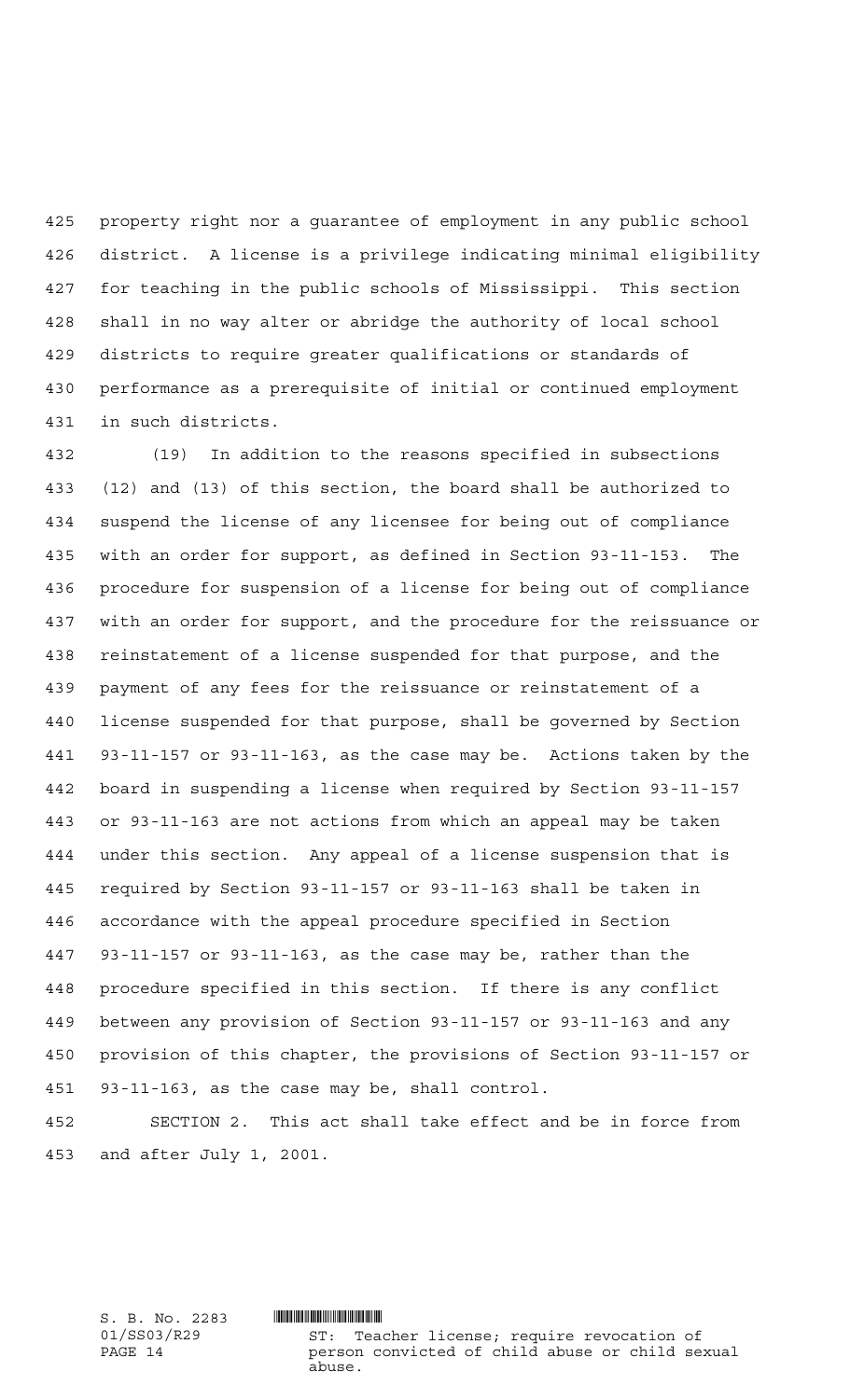property right nor a guarantee of employment in any public school district. A license is a privilege indicating minimal eligibility for teaching in the public schools of Mississippi. This section shall in no way alter or abridge the authority of local school districts to require greater qualifications or standards of performance as a prerequisite of initial or continued employment in such districts.

(19) In addition to the reasons specified in subsections (12) and (13) of this section, the board shall be authorized to suspend the license of any licensee for being out of compliance with an order for support, as defined in Section 93-11-153. The procedure for suspension of a license for being out of compliance with an order for support, and the procedure for the reissuance or reinstatement of a license suspended for that purpose, and the payment of any fees for the reissuance or reinstatement of a license suspended for that purpose, shall be governed by Section 93-11-157 or 93-11-163, as the case may be. Actions taken by the board in suspending a license when required by Section 93-11-157 or 93-11-163 are not actions from which an appeal may be taken under this section. Any appeal of a license suspension that is required by Section 93-11-157 or 93-11-163 shall be taken in accordance with the appeal procedure specified in Section 93-11-157 or 93-11-163, as the case may be, rather than the procedure specified in this section. If there is any conflict between any provision of Section 93-11-157 or 93-11-163 and any provision of this chapter, the provisions of Section 93-11-157 or 93-11-163, as the case may be, shall control.

SECTION 2. This act shall take effect and be in force from and after July 1, 2001.